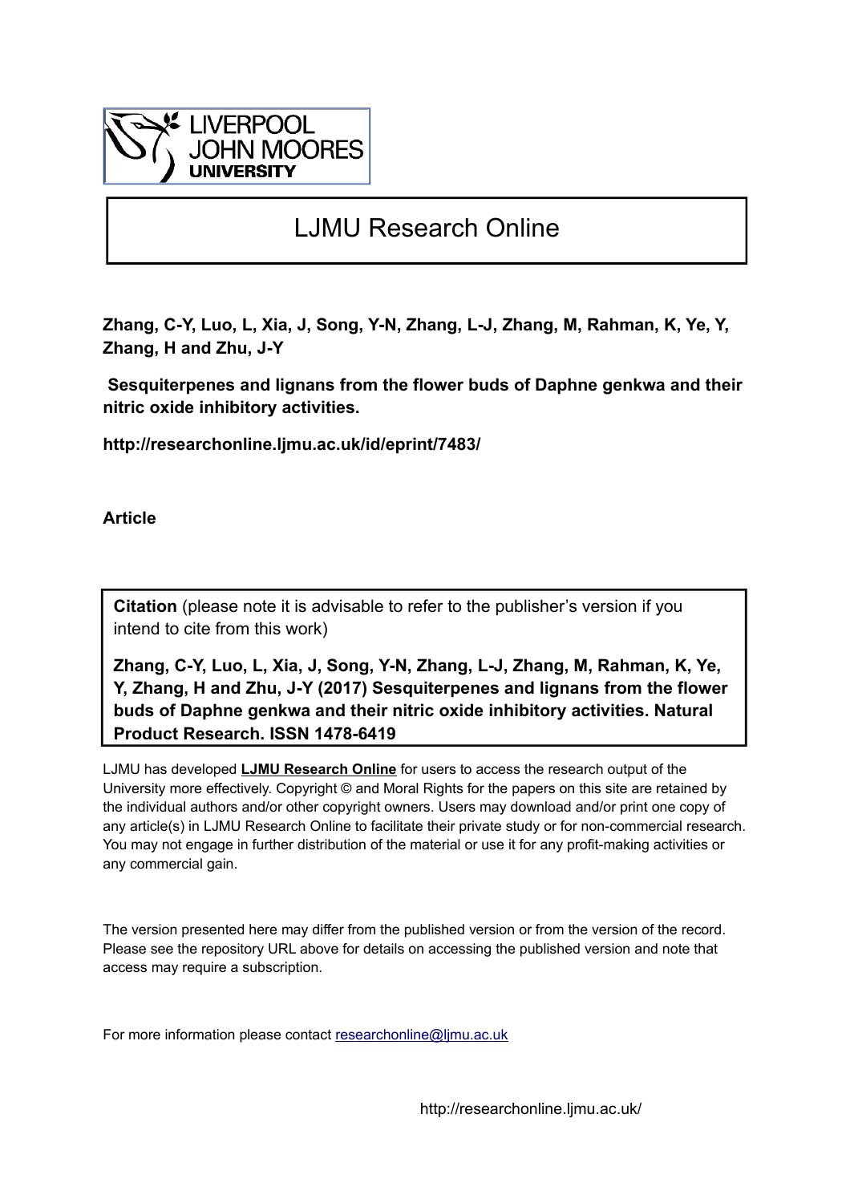LIVERPOOL JOHN MOORES UNIVERSITY

# LJMU Research Online

**Zhang, C-Y, Luo, L, Xia, J, Song, Y-N, Zhang, L-J, Zhang, M, Rahman, K, Ye, Y, Zhang, H and Zhu, J-Y**

**Sesquiterpenes and lignans from the flower buds of Daphne genkwa and their nitric oxide inhibitory activities.**

**http://researchonline.ljmu.ac.uk/id/eprint/7483/**

**Article**

**Citation** (please note it is advisable to refer to the publisher's version if you intend to cite from this work)

**Zhang, C-Y, Luo, L, Xia, J, Song, Y-N, Zhang, L-J, Zhang, M, Rahman, K, Ye, Y, Zhang, H and Zhu, J-Y (2017) Sesquiterpenes and lignans from the flower buds of Daphne genkwa and their nitric oxide inhibitory activities. Natural Product Research. ISSN 1478-6419**

LJMU has developed **LJMU Research Online** for users to access the research output of the University more effectively. Copyright © and Moral Rights for the papers on this site are retained by the individual authors and/or other copyright owners. Users may download and/or print one copy of any article(s) in LJMU Research Online to facilitate their private study or for non-commercial research. You may not engage in further distribution of the material or use it for any profit-making activities or any commercial gain.

The version presented here may differ from the published version or from the version of the record. Please see the repository URL above for details on accessing the published version and note that access may require a subscription.

For more information please contact researchonline@ljmu.ac.uk

http://researchonline.ljmu.ac.uk/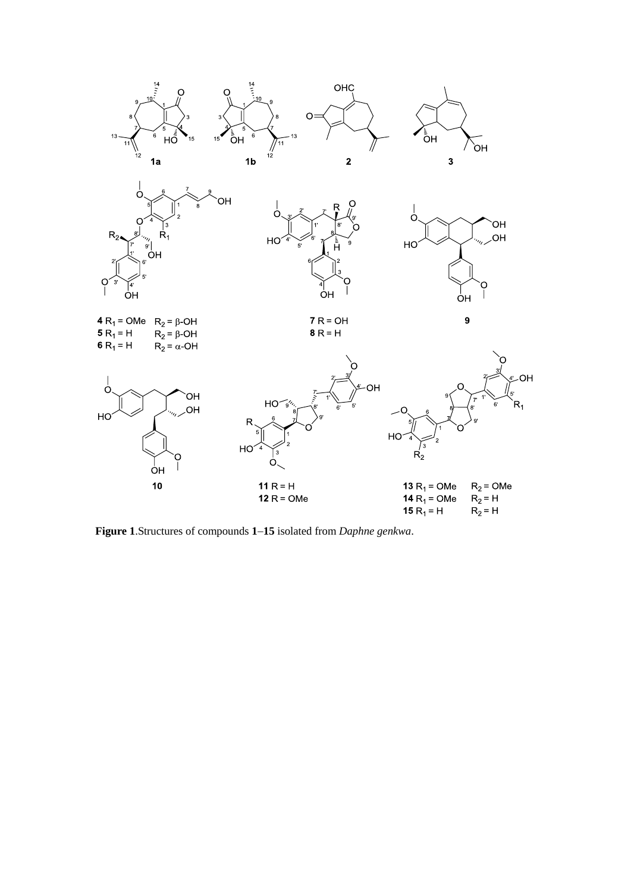**Figure 1**.Structures of compounds **1**–**15** isolated from *Daphne genkwa*.